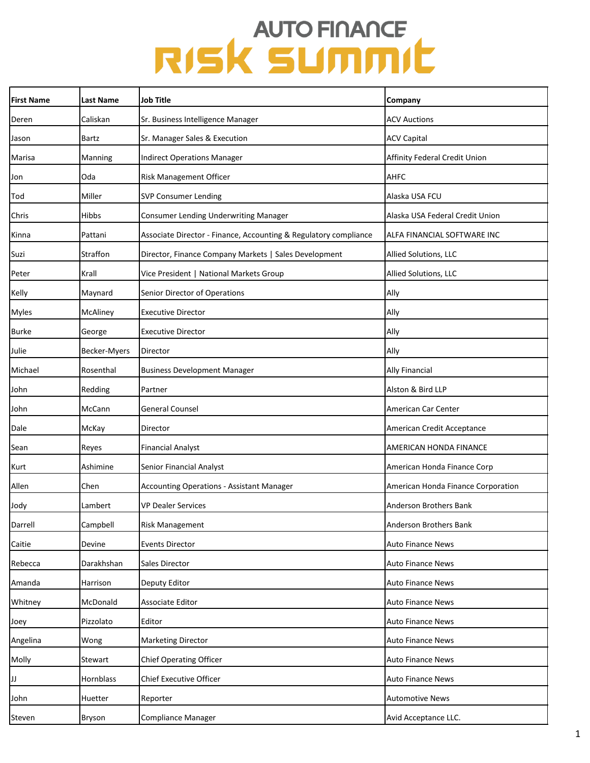# AUTO FINANCE RISK SUMMIT

| First Name | Last Name | Job Title | Company |
|---|---|---|---|
| Deren | Caliskan | Sr. Business Intelligence Manager | ACV Auctions |
| Jason | Bartz | Sr. Manager Sales & Execution | ACV Capital |
| Marisa | Manning | Indirect Operations Manager | Affinity Federal Credit Union |
| Jon | Oda | Risk Management Officer | AHFC |
| Tod | Miller | SVP Consumer Lending | Alaska USA FCU |
| Chris | Hibbs | Consumer Lending Underwriting Manager | Alaska USA Federal Credit Union |
| Kinna | Pattani | Associate Director - Finance, Accounting & Regulatory compliance | ALFA FINANCIAL SOFTWARE INC |
| Suzi | Straffon | Director, Finance Company Markets \| Sales Development | Allied Solutions, LLC |
| Peter | Krall | Vice President \| National Markets Group | Allied Solutions, LLC |
| Kelly | Maynard | Senior Director of Operations | Ally |
| Myles | McAliney | Executive Director | Ally |
| Burke | George | Executive Director | Ally |
| Julie | Becker-Myers | Director | Ally |
| Michael | Rosenthal | Business Development Manager | Ally Financial |
| John | Redding | Partner | Alston & Bird LLP |
| John | McCann | General Counsel | American Car Center |
| Dale | McKay | Director | American Credit Acceptance |
| Sean | Reyes | Financial Analyst | AMERICAN HONDA FINANCE |
| Kurt | Ashimine | Senior Financial Analyst | American Honda Finance Corp |
| Allen | Chen | Accounting Operations - Assistant Manager | American Honda Finance Corporation |
| Jody | Lambert | VP Dealer Services | Anderson Brothers Bank |
| Darrell | Campbell | Risk Management | Anderson Brothers Bank |
| Caitie | Devine | Events Director | Auto Finance News |
| Rebecca | Darakhshan | Sales Director | Auto Finance News |
| Amanda | Harrison | Deputy Editor | Auto Finance News |
| Whitney | McDonald | Associate Editor | Auto Finance News |
| Joey | Pizzolato | Editor | Auto Finance News |
| Angelina | Wong | Marketing Director | Auto Finance News |
| Molly | Stewart | Chief Operating Officer | Auto Finance News |
| JJ | Hornblass | Chief Executive Officer | Auto Finance News |
| John | Huetter | Reporter | Automotive News |
| Steven | Bryson | Compliance Manager | Avid Acceptance LLC. |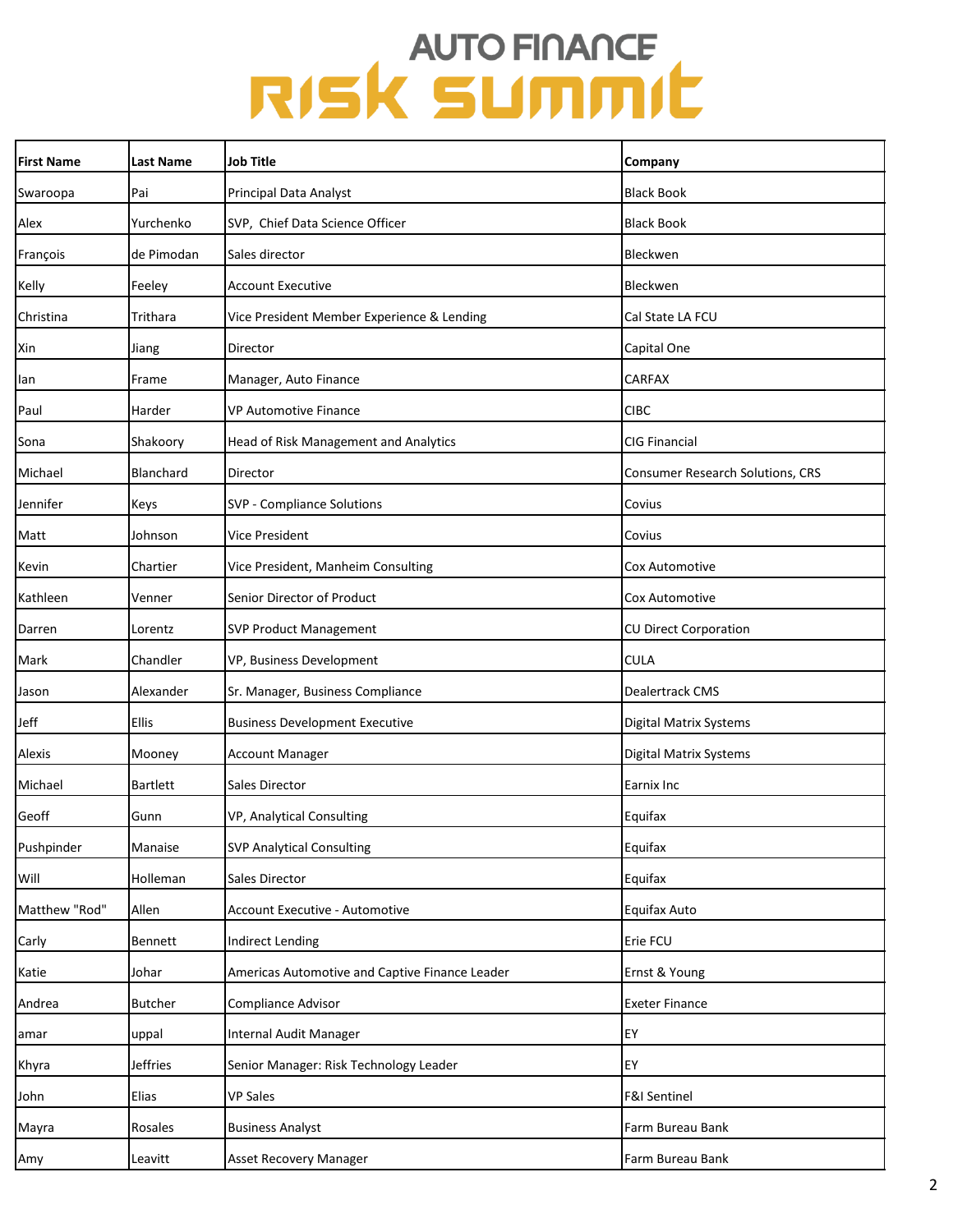# AUTO FINANCE RISK SUMMIT

| First Name | Last Name | Job Title | Company |
|---|---|---|---|
| Swaroopa | Pai | Principal Data Analyst | Black Book |
| Alex | Yurchenko | SVP, Chief Data Science Officer | Black Book |
| François | de Pimodan | Sales director | Bleckwen |
| Kelly | Feeley | Account Executive | Bleckwen |
| Christina | Trithara | Vice President Member Experience & Lending | Cal State LA FCU |
| Xin | Jiang | Director | Capital One |
| Ian | Frame | Manager, Auto Finance | CARFAX |
| Paul | Harder | VP Automotive Finance | CIBC |
| Sona | Shakoory | Head of Risk Management and Analytics | CIG Financial |
| Michael | Blanchard | Director | Consumer Research Solutions, CRS |
| Jennifer | Keys | SVP - Compliance Solutions | Covius |
| Matt | Johnson | Vice President | Covius |
| Kevin | Chartier | Vice President, Manheim Consulting | Cox Automotive |
| Kathleen | Venner | Senior Director of Product | Cox Automotive |
| Darren | Lorentz | SVP Product Management | CU Direct Corporation |
| Mark | Chandler | VP, Business Development | CULA |
| Jason | Alexander | Sr. Manager, Business Compliance | Dealertrack CMS |
| Jeff | Ellis | Business Development Executive | Digital Matrix Systems |
| Alexis | Mooney | Account Manager | Digital Matrix Systems |
| Michael | Bartlett | Sales Director | Earnix Inc |
| Geoff | Gunn | VP, Analytical Consulting | Equifax |
| Pushpinder | Manaise | SVP Analytical Consulting | Equifax |
| Will | Holleman | Sales Director | Equifax |
| Matthew "Rod" | Allen | Account Executive - Automotive | Equifax Auto |
| Carly | Bennett | Indirect Lending | Erie FCU |
| Katie | Johar | Americas Automotive and Captive Finance Leader | Ernst & Young |
| Andrea | Butcher | Compliance Advisor | Exeter Finance |
| amar | uppal | Internal Audit Manager | EY |
| Khyra | Jeffries | Senior Manager: Risk Technology Leader | EY |
| John | Elias | VP Sales | F&I Sentinel |
| Mayra | Rosales | Business Analyst | Farm Bureau Bank |
| Amy | Leavitt | Asset Recovery Manager | Farm Bureau Bank |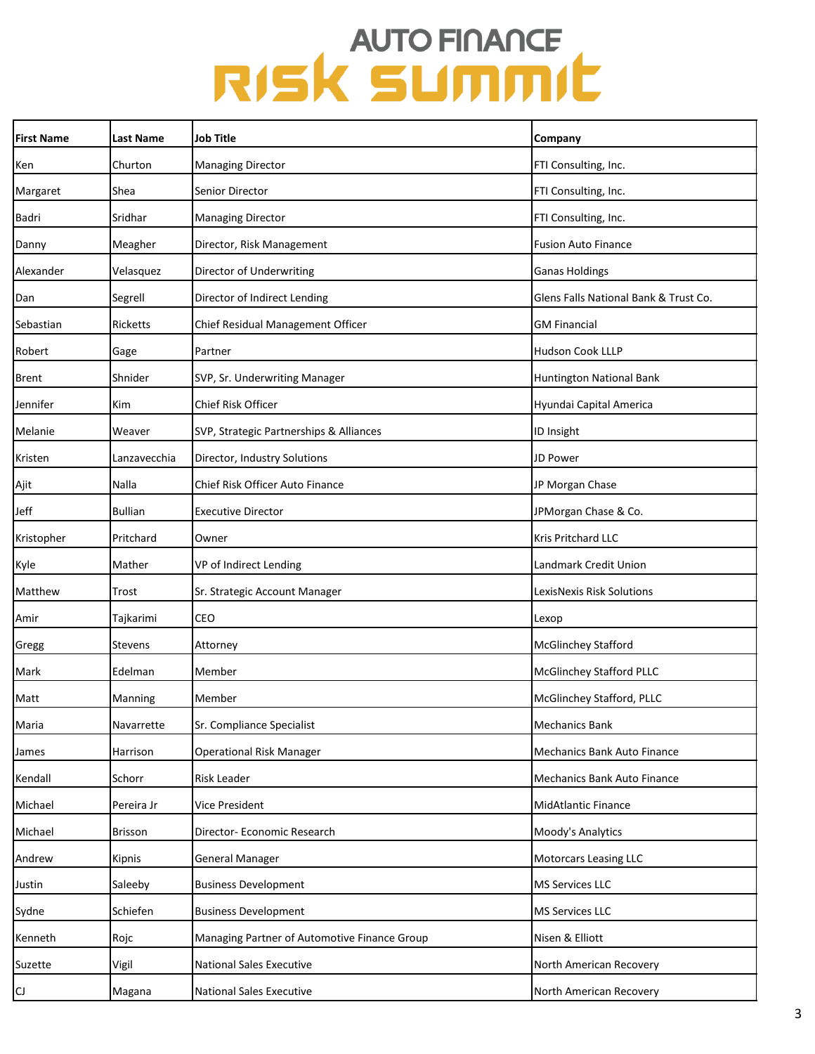# AUTO FINANCE RISK SUMMIT

| First Name | Last Name | Job Title | Company |
|---|---|---|---|
| Ken | Churton | Managing Director | FTI Consulting, Inc. |
| Margaret | Shea | Senior Director | FTI Consulting, Inc. |
| Badri | Sridhar | Managing Director | FTI Consulting, Inc. |
| Danny | Meagher | Director, Risk Management | Fusion Auto Finance |
| Alexander | Velasquez | Director of Underwriting | Ganas Holdings |
| Dan | Segrell | Director of Indirect Lending | Glens Falls National Bank & Trust Co. |
| Sebastian | Ricketts | Chief Residual Management Officer | GM Financial |
| Robert | Gage | Partner | Hudson Cook LLLP |
| Brent | Shnider | SVP, Sr. Underwriting Manager | Huntington National Bank |
| Jennifer | Kim | Chief Risk Officer | Hyundai Capital America |
| Melanie | Weaver | SVP, Strategic Partnerships & Alliances | ID Insight |
| Kristen | Lanzavecchia | Director, Industry Solutions | JD Power |
| Ajit | Nalla | Chief Risk Officer Auto Finance | JP Morgan Chase |
| Jeff | Bullian | Executive Director | JPMorgan Chase & Co. |
| Kristopher | Pritchard | Owner | Kris Pritchard LLC |
| Kyle | Mather | VP of Indirect Lending | Landmark Credit Union |
| Matthew | Trost | Sr. Strategic Account Manager | LexisNexis Risk Solutions |
| Amir | Tajkarimi | CEO | Lexop |
| Gregg | Stevens | Attorney | McGlinchey Stafford |
| Mark | Edelman | Member | McGlinchey Stafford PLLC |
| Matt | Manning | Member | McGlinchey Stafford, PLLC |
| Maria | Navarrette | Sr. Compliance Specialist | Mechanics Bank |
| James | Harrison | Operational Risk Manager | Mechanics Bank Auto Finance |
| Kendall | Schorr | Risk Leader | Mechanics Bank Auto Finance |
| Michael | Pereira Jr | Vice President | MidAtlantic Finance |
| Michael | Brisson | Director- Economic Research | Moody's Analytics |
| Andrew | Kipnis | General Manager | Motorcars Leasing LLC |
| Justin | Saleeby | Business Development | MS Services LLC |
| Sydne | Schiefen | Business Development | MS Services LLC |
| Kenneth | Rojc | Managing Partner of Automotive Finance Group | Nisen & Elliott |
| Suzette | Vigil | National Sales Executive | North American Recovery |
| CJ | Magana | National Sales Executive | North American Recovery |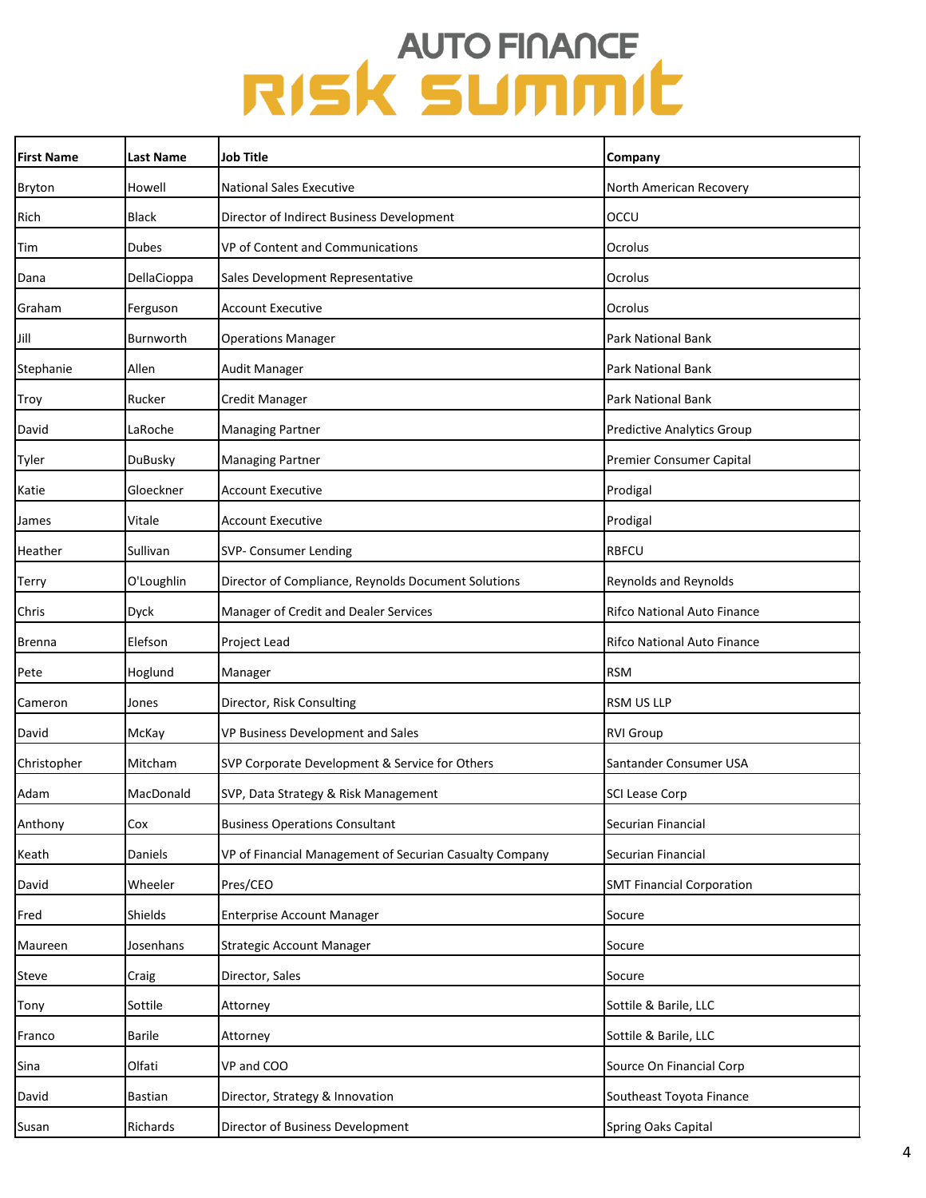# AUTO FINANCE RISK SUMMIT

| First Name | Last Name | Job Title | Company |
|---|---|---|---|
| Bryton | Howell | National Sales Executive | North American Recovery |
| Rich | Black | Director of Indirect Business Development | OCCU |
| Tim | Dubes | VP of Content and Communications | Ocrolus |
| Dana | DellaCioppa | Sales Development Representative | Ocrolus |
| Graham | Ferguson | Account Executive | Ocrolus |
| Jill | Burnworth | Operations Manager | Park National Bank |
| Stephanie | Allen | Audit Manager | Park National Bank |
| Troy | Rucker | Credit Manager | Park National Bank |
| David | LaRoche | Managing Partner | Predictive Analytics Group |
| Tyler | DuBusky | Managing Partner | Premier Consumer Capital |
| Katie | Gloeckner | Account Executive | Prodigal |
| James | Vitale | Account Executive | Prodigal |
| Heather | Sullivan | SVP- Consumer Lending | RBFCU |
| Terry | O'Loughlin | Director of Compliance, Reynolds Document Solutions | Reynolds and Reynolds |
| Chris | Dyck | Manager of Credit and Dealer Services | Rifco National Auto Finance |
| Brenna | Elefson | Project Lead | Rifco National Auto Finance |
| Pete | Hoglund | Manager | RSM |
| Cameron | Jones | Director, Risk Consulting | RSM US LLP |
| David | McKay | VP Business Development and Sales | RVI Group |
| Christopher | Mitcham | SVP Corporate Development & Service for Others | Santander Consumer USA |
| Adam | MacDonald | SVP, Data Strategy & Risk Management | SCI Lease Corp |
| Anthony | Cox | Business Operations Consultant | Securian Financial |
| Keath | Daniels | VP of Financial Management of Securian Casualty Company | Securian Financial |
| David | Wheeler | Pres/CEO | SMT Financial Corporation |
| Fred | Shields | Enterprise Account Manager | Socure |
| Maureen | Josenhans | Strategic Account Manager | Socure |
| Steve | Craig | Director, Sales | Socure |
| Tony | Sottile | Attorney | Sottile & Barile, LLC |
| Franco | Barile | Attorney | Sottile & Barile, LLC |
| Sina | Olfati | VP and COO | Source On Financial Corp |
| David | Bastian | Director, Strategy & Innovation | Southeast Toyota Finance |
| Susan | Richards | Director of Business Development | Spring Oaks Capital |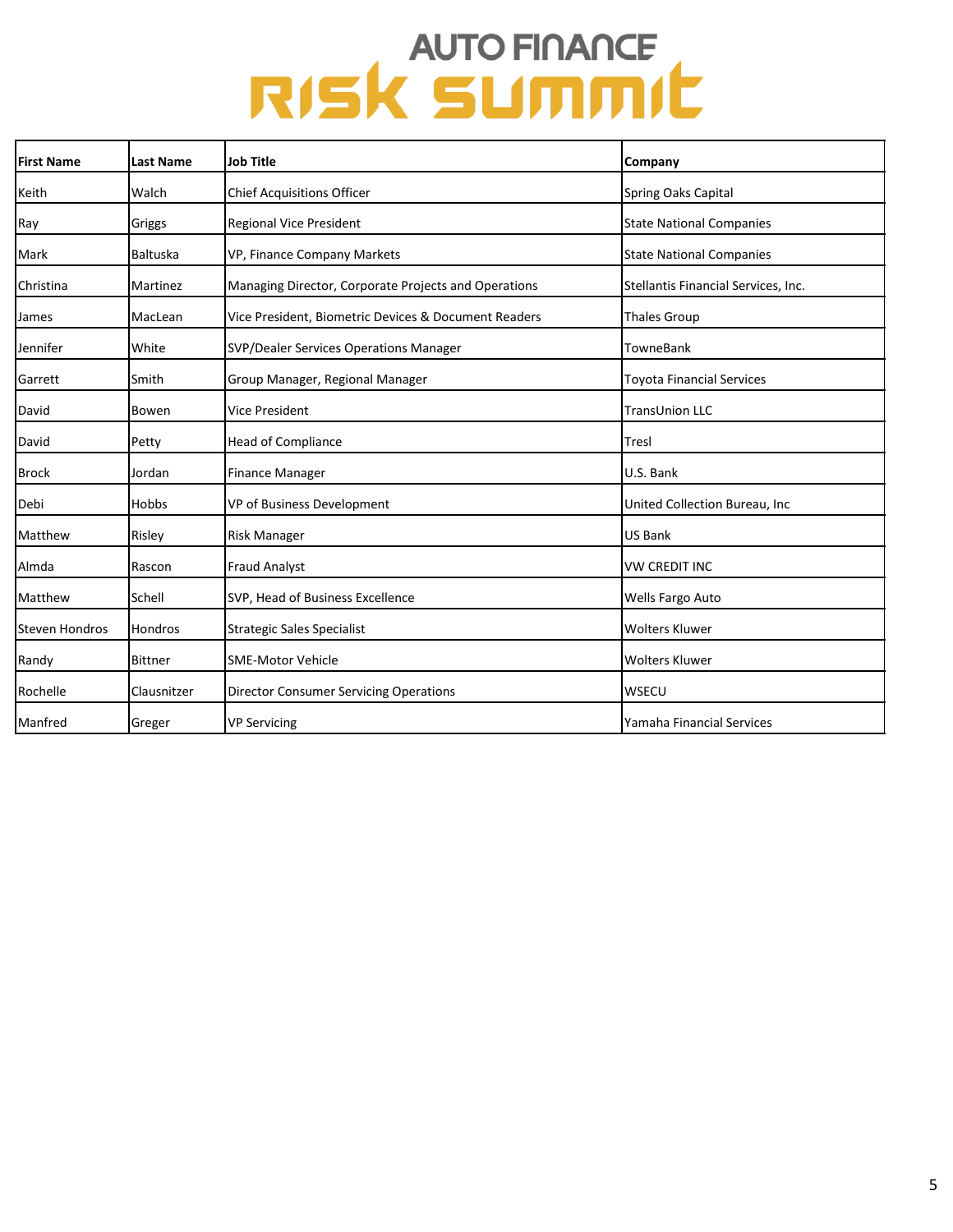# AUTO FINANCE RISK SUMMIT

| First Name | Last Name | Job Title | Company |
|---|---|---|---|
| Keith | Walch | Chief Acquisitions Officer | Spring Oaks Capital |
| Ray | Griggs | Regional Vice President | State National Companies |
| Mark | Baltuska | VP, Finance Company Markets | State National Companies |
| Christina | Martinez | Managing Director, Corporate Projects and Operations | Stellantis Financial Services, Inc. |
| James | MacLean | Vice President, Biometric Devices & Document Readers | Thales Group |
| Jennifer | White | SVP/Dealer Services Operations Manager | TowneBank |
| Garrett | Smith | Group Manager, Regional Manager | Toyota Financial Services |
| David | Bowen | Vice President | TransUnion LLC |
| David | Petty | Head of Compliance | Tresl |
| Brock | Jordan | Finance Manager | U.S. Bank |
| Debi | Hobbs | VP of Business Development | United Collection Bureau, Inc |
| Matthew | Risley | Risk Manager | US Bank |
| Almda | Rascon | Fraud Analyst | VW CREDIT INC |
| Matthew | Schell | SVP, Head of Business Excellence | Wells Fargo Auto |
| Steven Hondros | Hondros | Strategic Sales Specialist | Wolters Kluwer |
| Randy | Bittner | SME-Motor Vehicle | Wolters Kluwer |
| Rochelle | Clausnitzer | Director Consumer Servicing Operations | WSECU |
| Manfred | Greger | VP Servicing | Yamaha Financial Services |